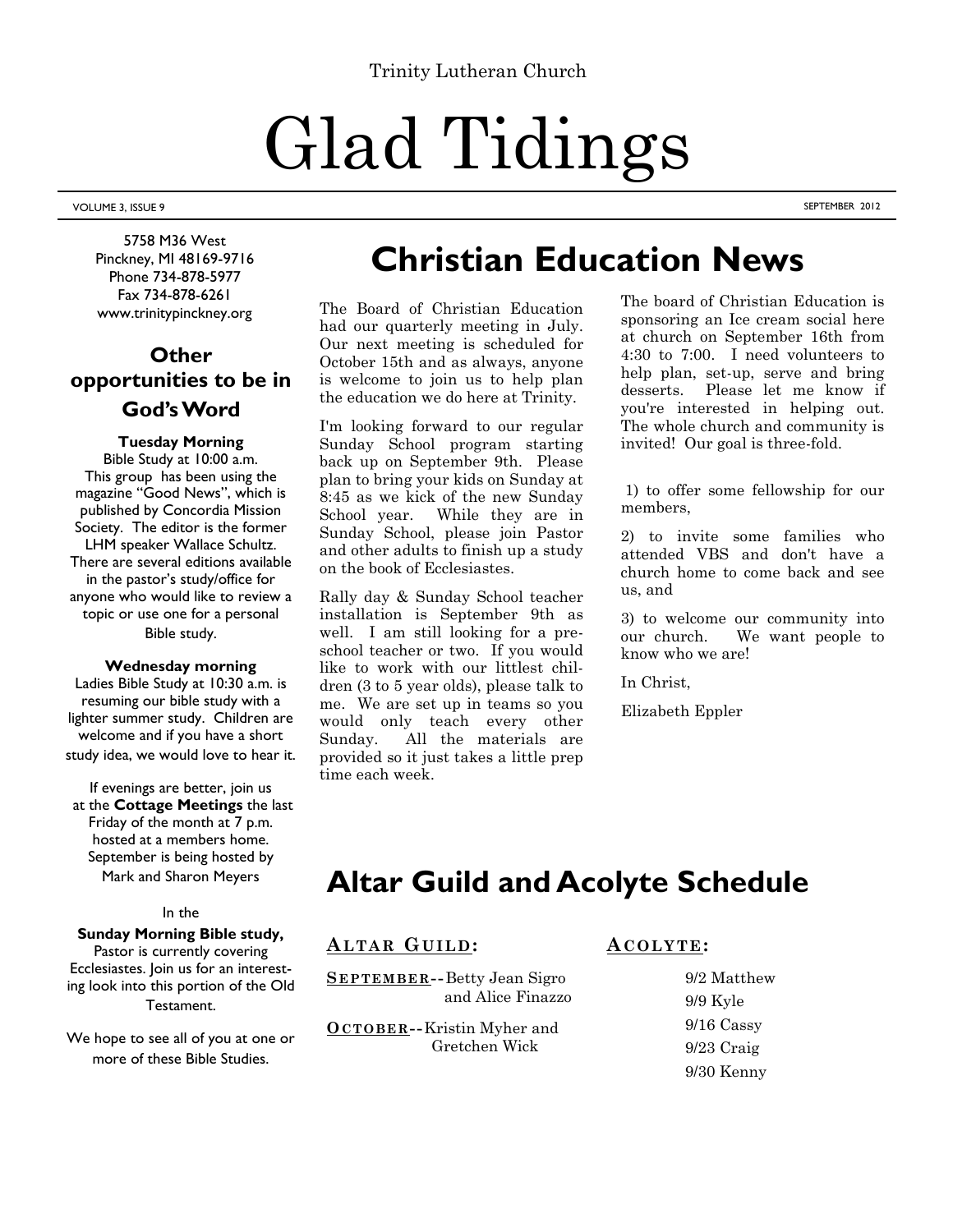Trinity Lutheran Church

# Glad Tidings

VOLUME 3, ISSUE 9 SEPTEMBER 2012

5758 M36 West
Pinckney, MI 48169-9716
Phone 734-878-5977
Fax 734-878-6261
www.trinitypinckney.org

## Other opportunities to be in God's Word

**Tuesday Morning**
Bible Study at 10:00 a.m. This group has been using the magazine "Good News", which is published by Concordia Mission Society. The editor is the former LHM speaker Wallace Schultz. There are several editions available in the pastor's study/office for anyone who would like to review a topic or use one for a personal Bible study.

**Wednesday morning**
Ladies Bible Study at 10:30 a.m. is resuming our bible study with a lighter summer study. Children are welcome and if you have a short study idea, we would love to hear it.

If evenings are better, join us at the **Cottage Meetings** the last Friday of the month at 7 p.m. hosted at a members home. September is being hosted by Mark and Sharon Meyers

In the
**Sunday Morning Bible study,**
Pastor is currently covering Ecclesiastes. Join us for an interesting look into this portion of the Old Testament.

We hope to see all of you at one or more of these Bible Studies.

## Christian Education News

The Board of Christian Education had our quarterly meeting in July. Our next meeting is scheduled for October 15th and as always, anyone is welcome to join us to help plan the education we do here at Trinity.

I'm looking forward to our regular Sunday School program starting back up on September 9th. Please plan to bring your kids on Sunday at 8:45 as we kick of the new Sunday School year. While they are in Sunday School, please join Pastor and other adults to finish up a study on the book of Ecclesiastes.

Rally day & Sunday School teacher installation is September 9th as well. I am still looking for a preschool teacher or two. If you would like to work with our littlest children (3 to 5 year olds), please talk to me. We are set up in teams so you would only teach every other Sunday. All the materials are provided so it just takes a little prep time each week.

The board of Christian Education is sponsoring an Ice cream social here at church on September 16th from 4:30 to 7:00. I need volunteers to help plan, set-up, serve and bring desserts. Please let me know if you're interested in helping out. The whole church and community is invited! Our goal is three-fold.

1) to offer some fellowship for our members,

2) to invite some families who attended VBS and don't have a church home to come back and see us, and

3) to welcome our community into our church. We want people to know who we are!

In Christ,

Elizabeth Eppler

## Altar Guild and Acolyte Schedule

### Altar Guild:

**September**--Betty Jean Sigro and Alice Finazzo

**October**--Kristin Myher and Gretchen Wick

### Acolyte:

9/2 Matthew
9/9 Kyle
9/16 Cassy
9/23 Craig
9/30 Kenny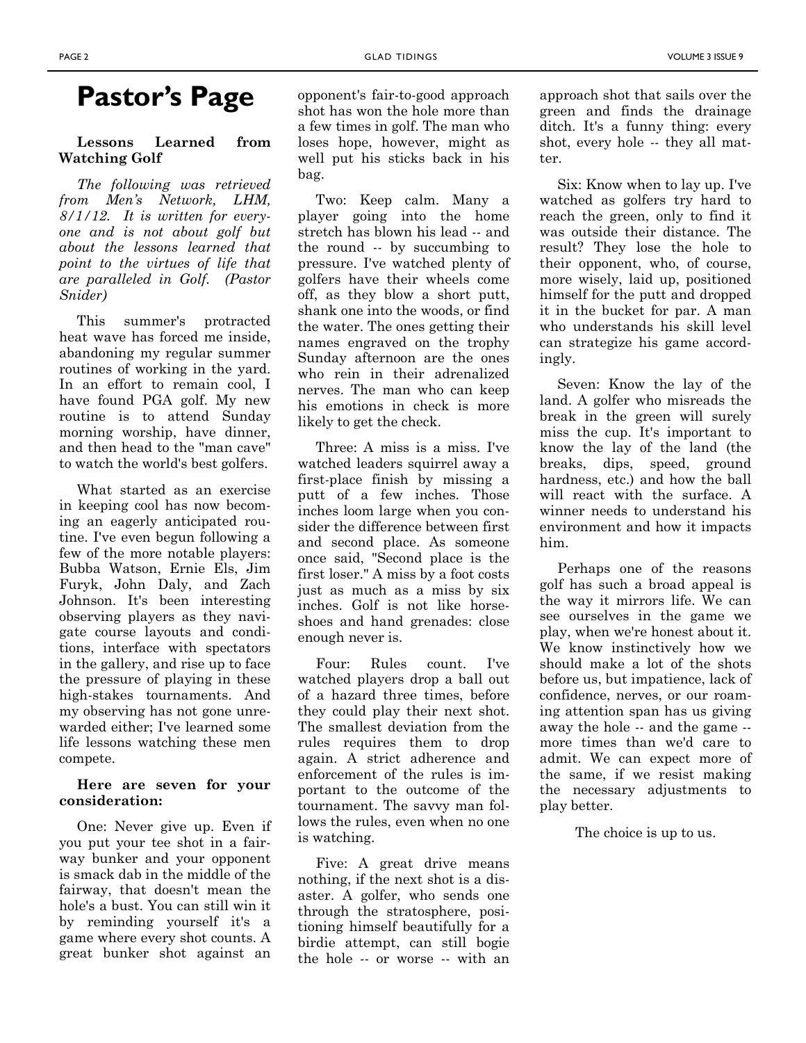# Pastor's Page

**Lessons Learned from Watching Golf**

*The following was retrieved from Men's Network, LHM, 8/1/12. It is written for everyone and is not about golf but about the lessons learned that point to the virtues of life that are paralleled in Golf. (Pastor Snider)*

This summer's protracted heat wave has forced me inside, abandoning my regular summer routines of working in the yard. In an effort to remain cool, I have found PGA golf. My new routine is to attend Sunday morning worship, have dinner, and then head to the "man cave" to watch the world's best golfers.

What started as an exercise in keeping cool has now becoming an eagerly anticipated routine. I've even begun following a few of the more notable players: Bubba Watson, Ernie Els, Jim Furyk, John Daly, and Zach Johnson. It's been interesting observing players as they navigate course layouts and conditions, interface with spectators in the gallery, and rise up to face the pressure of playing in these high-stakes tournaments. And my observing has not gone unrewarded either; I've learned some life lessons watching these men compete.

**Here are seven for your consideration:**

One: Never give up. Even if you put your tee shot in a fairway bunker and your opponent is smack dab in the middle of the fairway, that doesn't mean the hole's a bust. You can still win it by reminding yourself it's a game where every shot counts. A great bunker shot against an opponent's fair-to-good approach shot has won the hole more than a few times in golf. The man who loses hope, however, might as well put his sticks back in his bag.

Two: Keep calm. Many a player going into the home stretch has blown his lead -- and the round -- by succumbing to pressure. I've watched plenty of golfers have their wheels come off, as they blow a short putt, shank one into the woods, or find the water. The ones getting their names engraved on the trophy Sunday afternoon are the ones who rein in their adrenalized nerves. The man who can keep his emotions in check is more likely to get the check.

Three: A miss is a miss. I've watched leaders squirrel away a first-place finish by missing a putt of a few inches. Those inches loom large when you consider the difference between first and second place. As someone once said, "Second place is the first loser." A miss by a foot costs just as much as a miss by six inches. Golf is not like horseshoes and hand grenades: close enough never is.

Four: Rules count. I've watched players drop a ball out of a hazard three times, before they could play their next shot. The smallest deviation from the rules requires them to drop again. A strict adherence and enforcement of the rules is important to the outcome of the tournament. The savvy man follows the rules, even when no one is watching.

Five: A great drive means nothing, if the next shot is a disaster. A golfer, who sends one through the stratosphere, positioning himself beautifully for a birdie attempt, can still bogie the hole -- or worse -- with an approach shot that sails over the green and finds the drainage ditch. It's a funny thing: every shot, every hole -- they all matter.

Six: Know when to lay up. I've watched as golfers try hard to reach the green, only to find it was outside their distance. The result? They lose the hole to their opponent, who, of course, more wisely, laid up, positioned himself for the putt and dropped it in the bucket for par. A man who understands his skill level can strategize his game accordingly.

Seven: Know the lay of the land. A golfer who misreads the break in the green will surely miss the cup. It's important to know the lay of the land (the breaks, dips, speed, ground hardness, etc.) and how the ball will react with the surface. A winner needs to understand his environment and how it impacts him.

Perhaps one of the reasons golf has such a broad appeal is the way it mirrors life. We can see ourselves in the game we play, when we're honest about it. We know instinctively how we should make a lot of the shots before us, but impatience, lack of confidence, nerves, or our roaming attention span has us giving away the hole -- and the game -- more times than we'd care to admit. We can expect more of the same, if we resist making the necessary adjustments to play better.

The choice is up to us.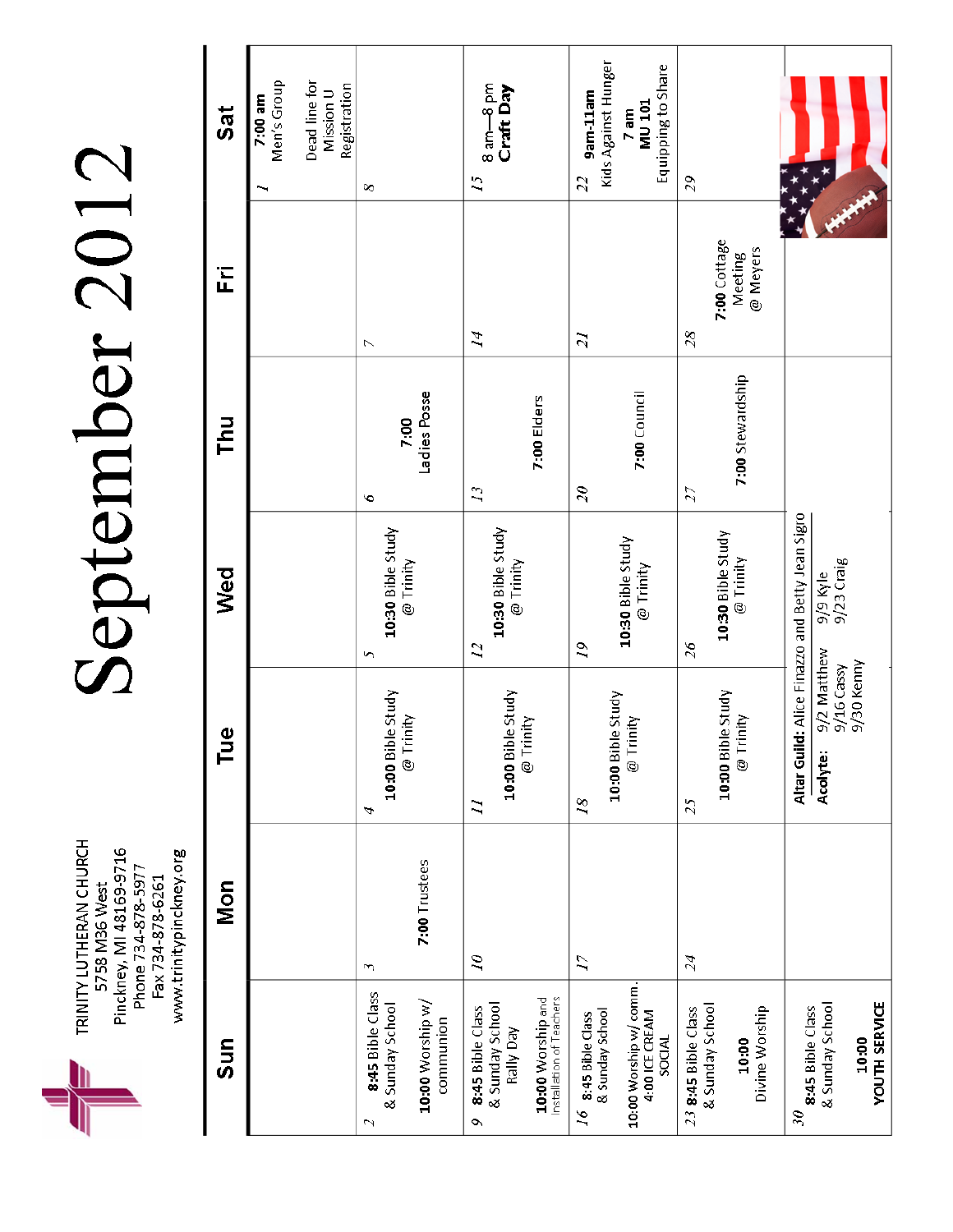TRINITY LUTHERAN CHURCH
5758 M36 West
Pinckney, MI 48169-9716
Phone 734-878-5977
Fax 734-878-6261
www.trinitypinckney.org

# September 2012

| Sun | Mon | Tue | Wed | Thu | Fri | Sat |
|---|---|---|---|---|---|---|
| | | | | | | 1 **7:00 am** Men's Group<br>Dead line for Mission U Registration |
| 2 **8:45** Bible Class & Sunday School<br>**10:00** Worship w/ communion | 3<br>**7:00** Trustees | 4<br>**10:00** Bible Study @ Trinity | 5<br>**10:30** Bible Study @ Trinity | 6<br>**7:00** Ladies Posse | 7 | 8 |
| 9 **8:45** Bible Class & Sunday School Rally Day<br>**10:00** Worship and Installation of Teachers | 10 | 11<br>**10:00** Bible Study @ Trinity | 12<br>**10:30** Bible Study @ Trinity | 13<br>**7:00** Elders | 14 | 15 8 am—8 pm **Craft Day** |
| 16 8:45 Bible Class & Sunday School<br>10:00 Worship w/ comm.<br>4:00 ICE CREAM SOCIAL | 17 | 18<br>**10:00** Bible Study @ Trinity | 19<br>**10:30** Bible Study @ Trinity | 20<br>**7:00** Council | 21 | 22 **9am-11am** Kids Against Hunger<br>**7 am MU 101** Equipping to Share |
| 23 **8:45** Bible Class & Sunday School<br>**10:00** Divine Worship | 24 | 25<br>**10:00** Bible Study @ Trinity | 26<br>**10:30** Bible Study @ Trinity | 27<br>**7:00** Stewardship | 28<br>**7:00** Cottage Meeting @ Meyers | 29 |
| 30 **8:45** Bible Class & Sunday School<br>**10:00 YOUTH SERVICE** | | **Altar Guild:** Alice Finazzo and Betty Jean Sigro<br>**Acolyte:** 9/2 Matthew, 9/9 Kyle, 9/16 Cassy, 9/23 Craig, 9/30 Kenny | | | | |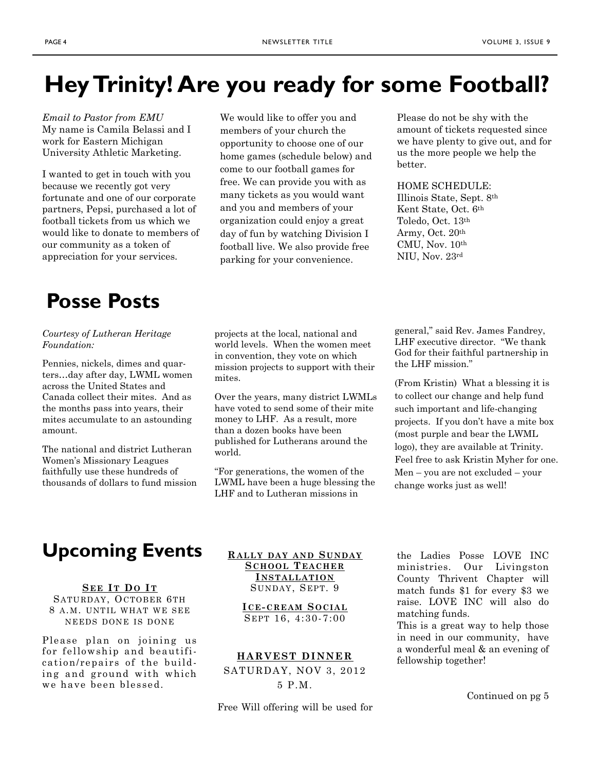# Hey Trinity! Are you ready for some Football?

*Email to Pastor from EMU*
My name is Camila Belassi and I work for Eastern Michigan University Athletic Marketing.

I wanted to get in touch with you because we recently got very fortunate and one of our corporate partners, Pepsi, purchased a lot of football tickets from us which we would like to donate to members of our community as a token of appreciation for your services.

We would like to offer you and members of your church the opportunity to choose one of our home games (schedule below) and come to our football games for free. We can provide you with as many tickets as you would want and you and members of your organization could enjoy a great day of fun by watching Division I football live. We also provide free parking for your convenience.

Please do not be shy with the amount of tickets requested since we have plenty to give out, and for us the more people we help the better.

HOME SCHEDULE:
Illinois State, Sept. 8th
Kent State, Oct. 6th
Toledo, Oct. 13th
Army, Oct. 20th
CMU, Nov. 10th
NIU, Nov. 23rd

# Posse Posts

*Courtesy of Lutheran Heritage Foundation:*

Pennies, nickels, dimes and quarters…day after day, LWML women across the United States and Canada collect their mites. And as the months pass into years, their mites accumulate to an astounding amount.

The national and district Lutheran Women's Missionary Leagues faithfully use these hundreds of thousands of dollars to fund mission projects at the local, national and world levels. When the women meet in convention, they vote on which mission projects to support with their mites.

Over the years, many district LWMLs have voted to send some of their mite money to LHF. As a result, more than a dozen books have been published for Lutherans around the world.

"For generations, the women of the LWML have been a huge blessing the LHF and to Lutheran missions in general," said Rev. James Fandrey, LHF executive director. "We thank God for their faithful partnership in the LHF mission."

(From Kristin) What a blessing it is to collect our change and help fund such important and life-changing projects. If you don't have a mite box (most purple and bear the LWML logo), they are available at Trinity. Feel free to ask Kristin Myher for one. Men – you are not excluded – your change works just as well!

# Upcoming Events

**SEE IT DO IT**
SATURDAY, OCTOBER 6TH
8 A.M. UNTIL WHAT WE SEE NEEDS DONE IS DONE

Please plan on joining us for fellowship and beautification/repairs of the building and ground with which we have been blessed.

**RALLY DAY AND SUNDAY SCHOOL TEACHER INSTALLATION**
SUNDAY, SEPT. 9

**ICE-CREAM SOCIAL**
SEPT 16, 4:30-7:00

**HARVEST DINNER**
SATURDAY, NOV 3, 2012
5 P.M.

Free Will offering will be used for the Ladies Posse LOVE INC ministries. Our Livingston County Thrivent Chapter will match funds $1 for every $3 we raise. LOVE INC will also do matching funds.
This is a great way to help those in need in our community, have a wonderful meal & an evening of fellowship together!

Continued on pg 5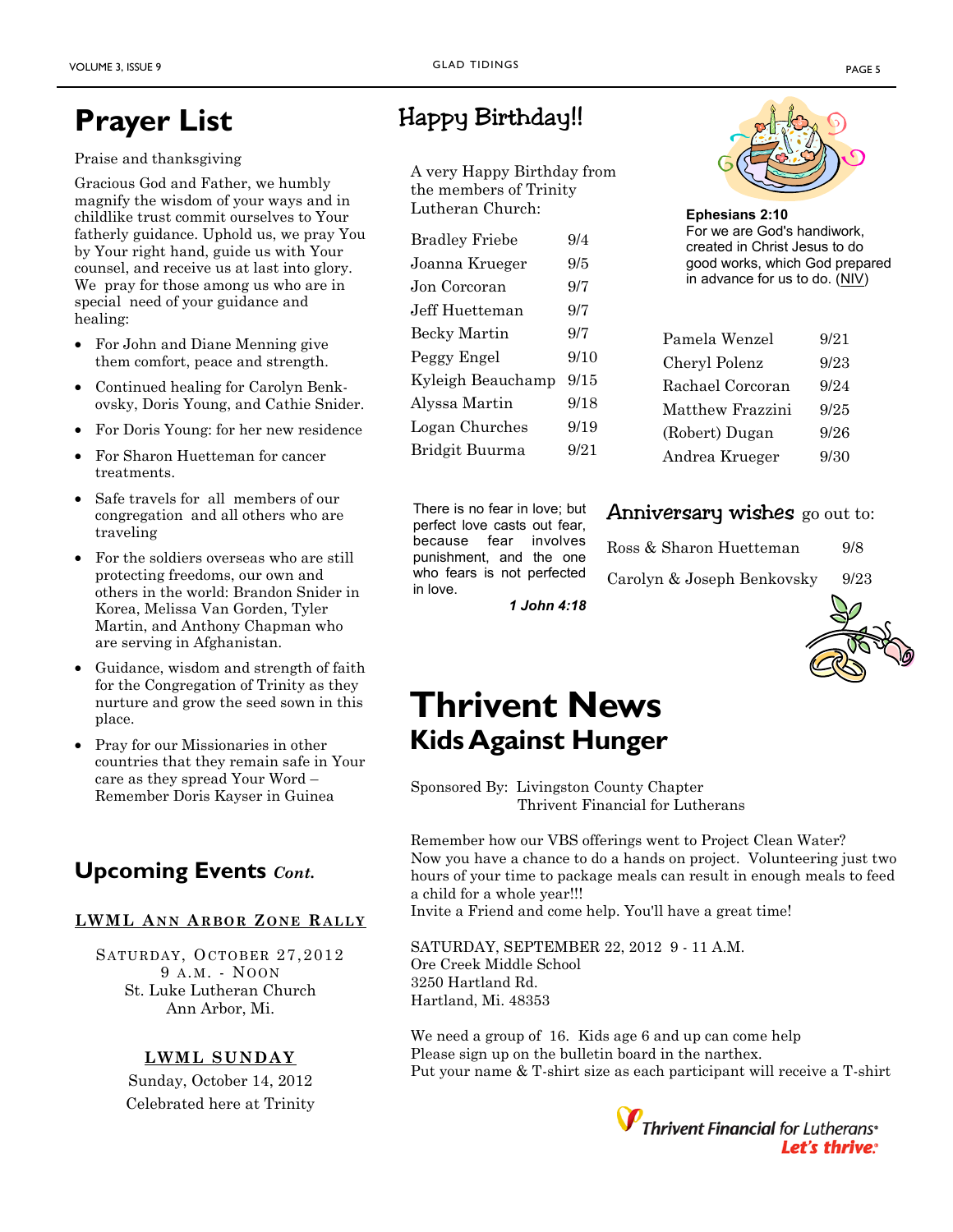# Prayer List

Praise and thanksgiving

Gracious God and Father, we humbly magnify the wisdom of your ways and in childlike trust commit ourselves to Your fatherly guidance. Uphold us, we pray You by Your right hand, guide us with Your counsel, and receive us at last into glory. We pray for those among us who are in special need of your guidance and healing:

- For John and Diane Menning give them comfort, peace and strength.
- Continued healing for Carolyn Benkovsky, Doris Young, and Cathie Snider.
- For Doris Young: for her new residence
- For Sharon Huetteman for cancer treatments.
- Safe travels for all members of our congregation and all others who are traveling
- For the soldiers overseas who are still protecting freedoms, our own and others in the world: Brandon Snider in Korea, Melissa Van Gorden, Tyler Martin, and Anthony Chapman who are serving in Afghanistan.
- Guidance, wisdom and strength of faith for the Congregation of Trinity as they nurture and grow the seed sown in this place.
- Pray for our Missionaries in other countries that they remain safe in Your care as they spread Your Word – Remember Doris Kayser in Guinea

## Upcoming Events *Cont.*

**LWML ANN ARBOR ZONE RALLY**

SATURDAY, OCTOBER 27, 2012
9 A.M. - NOON
St. Luke Lutheran Church
Ann Arbor, Mi.

**LWML SUNDAY**

Sunday, October 14, 2012
Celebrated here at Trinity

## Happy Birthday!!

A very Happy Birthday from the members of Trinity Lutheran Church:

| Name | Date |
|---|---|
| Bradley Friebe | 9/4 |
| Joanna Krueger | 9/5 |
| Jon Corcoran | 9/7 |
| Jeff Huetteman | 9/7 |
| Becky Martin | 9/7 |
| Peggy Engel | 9/10 |
| Kyleigh Beauchamp | 9/15 |
| Alyssa Martin | 9/18 |
| Logan Churches | 9/19 |
| Bridgit Buurma | 9/21 |
| Pamela Wenzel | 9/21 |
| Cheryl Polenz | 9/23 |
| Rachael Corcoran | 9/24 |
| Matthew Frazzini | 9/25 |
| (Robert) Dugan | 9/26 |
| Andrea Krueger | 9/30 |

**Ephesians 2:10**
For we are God's handiwork, created in Christ Jesus to do good works, which God prepared in advance for us to do. (NIV)

There is no fear in love; but perfect love casts out fear, because fear involves punishment, and the one who fears is not perfected in love.

***1 John 4:18***

**Anniversary wishes** go out to:

| Couple | Date |
|---|---|
| Ross & Sharon Huetteman | 9/8 |
| Carolyn & Joseph Benkovsky | 9/23 |

# Thrivent News

## Kids Against Hunger

Sponsored By: Livingston County Chapter
Thrivent Financial for Lutherans

Remember how our VBS offerings went to Project Clean Water?
Now you have a chance to do a hands on project. Volunteering just two hours of your time to package meals can result in enough meals to feed a child for a whole year!!!
Invite a Friend and come help. You'll have a great time!

SATURDAY, SEPTEMBER 22, 2012 9 - 11 A.M.
Ore Creek Middle School
3250 Hartland Rd.
Hartland, Mi. 48353

We need a group of 16. Kids age 6 and up can come help
Please sign up on the bulletin board in the narthex.
Put your name & T-shirt size as each participant will receive a T-shirt

Thrivent Financial for Lutherans®
*Let's thrive.®*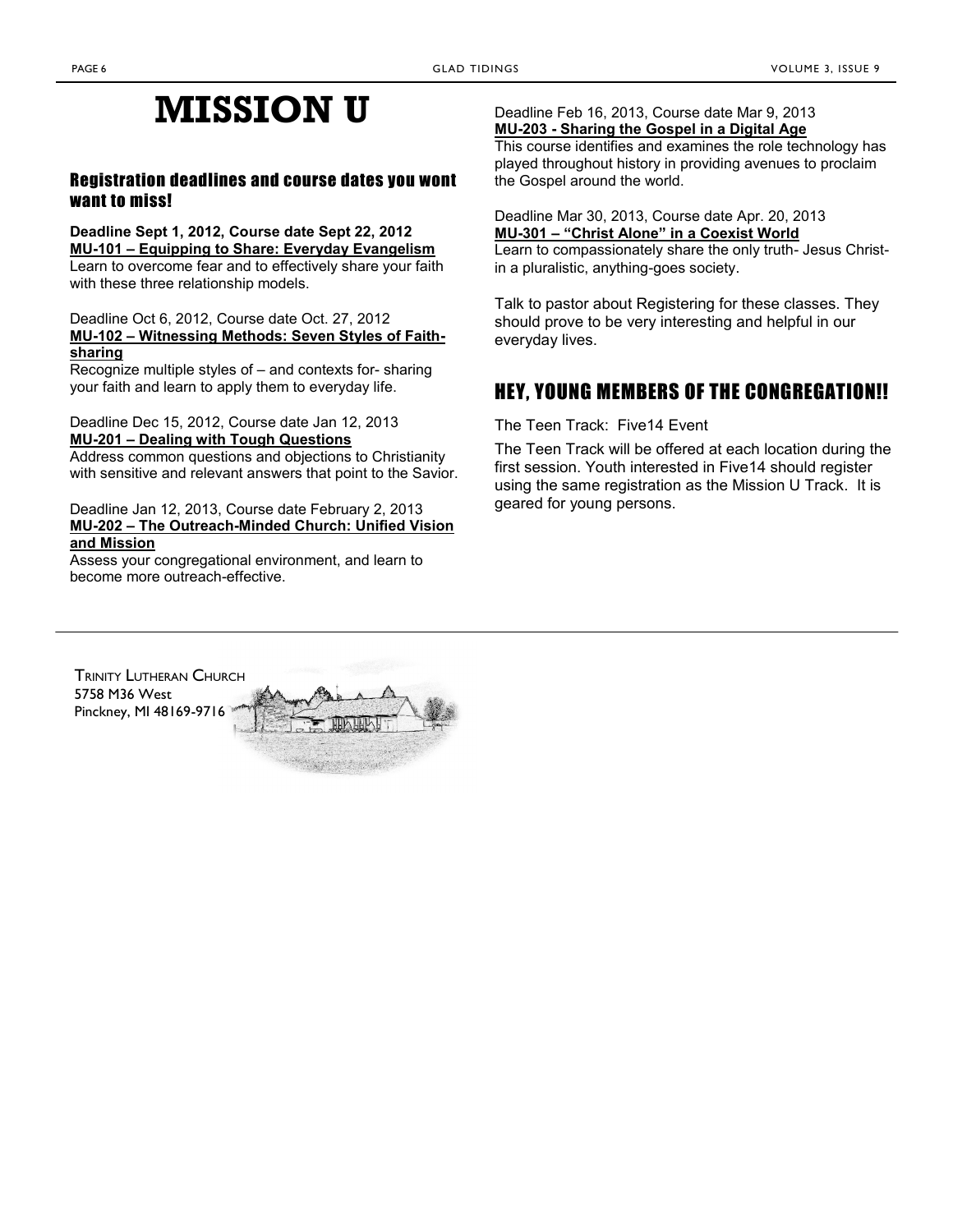# MISSION U

## Registration deadlines and course dates you wont want to miss!

**Deadline Sept 1, 2012, Course date Sept 22, 2012**
**MU-101 – Equipping to Share: Everyday Evangelism**
Learn to overcome fear and to effectively share your faith with these three relationship models.

Deadline Oct 6, 2012, Course date Oct. 27, 2012
**MU-102 – Witnessing Methods: Seven Styles of Faith-sharing**
Recognize multiple styles of – and contexts for- sharing your faith and learn to apply them to everyday life.

Deadline Dec 15, 2012, Course date Jan 12, 2013
**MU-201 – Dealing with Tough Questions**
Address common questions and objections to Christianity with sensitive and relevant answers that point to the Savior.

Deadline Jan 12, 2013, Course date February 2, 2013
**MU-202 – The Outreach-Minded Church: Unified Vision and Mission**
Assess your congregational environment, and learn to become more outreach-effective.

Deadline Feb 16, 2013, Course date Mar 9, 2013
**MU-203 - Sharing the Gospel in a Digital Age**
This course identifies and examines the role technology has played throughout history in providing avenues to proclaim the Gospel around the world.

Deadline Mar 30, 2013, Course date Apr. 20, 2013
**MU-301 – "Christ Alone" in a Coexist World**
Learn to compassionately share the only truth- Jesus Christ- in a pluralistic, anything-goes society.

Talk to pastor about Registering for these classes. They should prove to be very interesting and helpful in our everyday lives.

## HEY, YOUNG MEMBERS OF THE CONGREGATION!!

The Teen Track: Five14 Event

The Teen Track will be offered at each location during the first session. Youth interested in Five14 should register using the same registration as the Mission U Track. It is geared for young persons.

Trinity Lutheran Church
5758 M36 West
Pinckney, MI 48169-9716